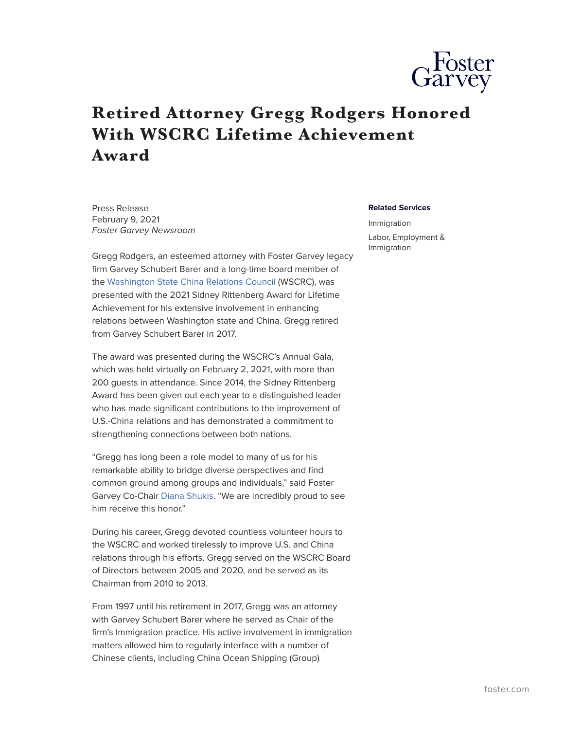# Retired Attorney Gregg Rodgers Honored With WSCRC Lifetime Achievement Award

Press Release
February 9, 2021
*Foster Garvey Newsroom*

**Related Services**

Immigration

Labor, Employment & Immigration

Gregg Rodgers, an esteemed attorney with Foster Garvey legacy firm Garvey Schubert Barer and a long-time board member of the Washington State China Relations Council (WSCRC), was presented with the 2021 Sidney Rittenberg Award for Lifetime Achievement for his extensive involvement in enhancing relations between Washington state and China. Gregg retired from Garvey Schubert Barer in 2017.

The award was presented during the WSCRC's Annual Gala, which was held virtually on February 2, 2021, with more than 200 guests in attendance. Since 2014, the Sidney Rittenberg Award has been given out each year to a distinguished leader who has made significant contributions to the improvement of U.S.-China relations and has demonstrated a commitment to strengthening connections between both nations.

"Gregg has long been a role model to many of us for his remarkable ability to bridge diverse perspectives and find common ground among groups and individuals," said Foster Garvey Co-Chair Diana Shukis. "We are incredibly proud to see him receive this honor."

During his career, Gregg devoted countless volunteer hours to the WSCRC and worked tirelessly to improve U.S. and China relations through his efforts. Gregg served on the WSCRC Board of Directors between 2005 and 2020, and he served as its Chairman from 2010 to 2013.

From 1997 until his retirement in 2017, Gregg was an attorney with Garvey Schubert Barer where he served as Chair of the firm's Immigration practice. His active involvement in immigration matters allowed him to regularly interface with a number of Chinese clients, including China Ocean Shipping (Group)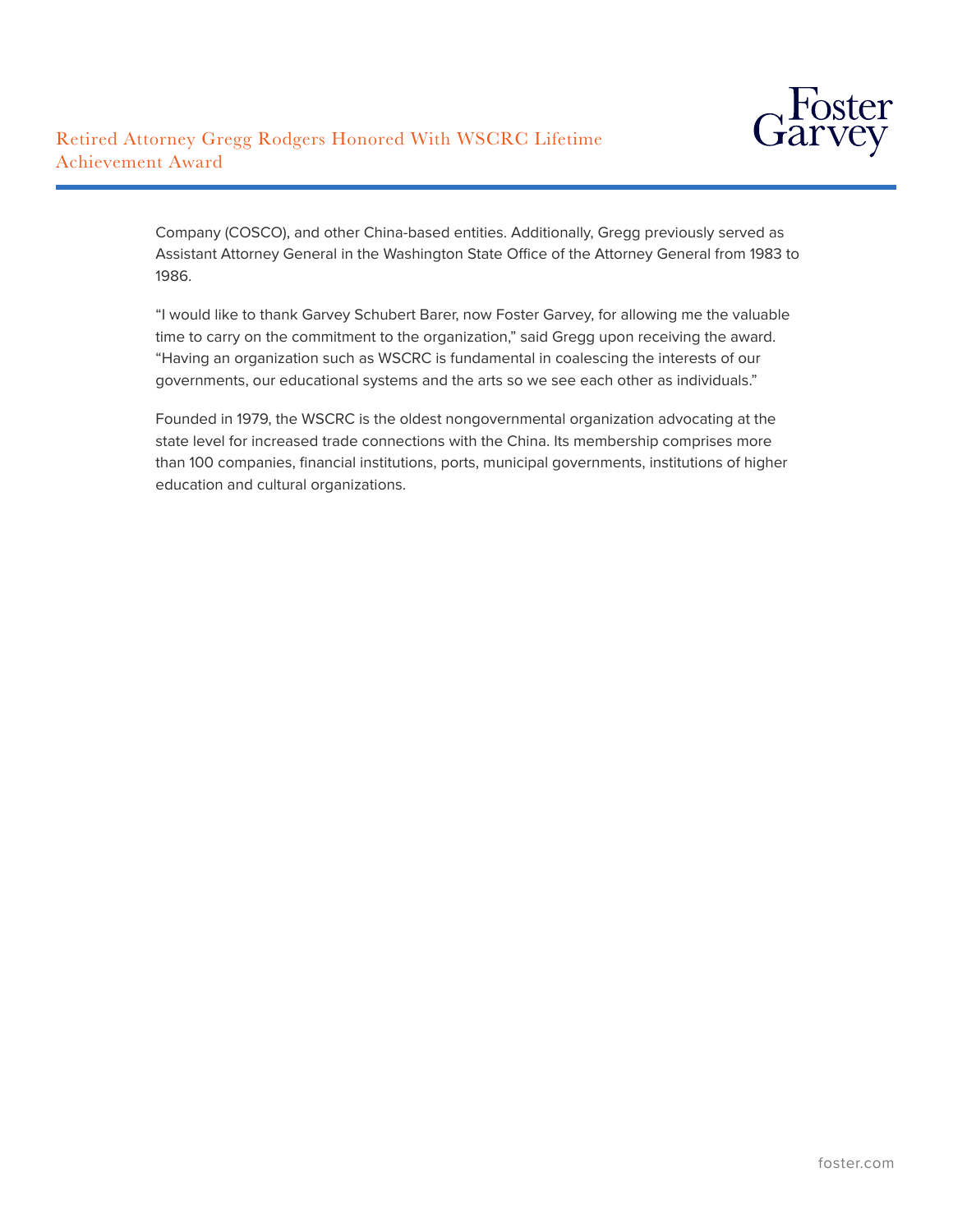Company (COSCO), and other China-based entities. Additionally, Gregg previously served as Assistant Attorney General in the Washington State Office of the Attorney General from 1983 to 1986.

"I would like to thank Garvey Schubert Barer, now Foster Garvey, for allowing me the valuable time to carry on the commitment to the organization," said Gregg upon receiving the award. "Having an organization such as WSCRC is fundamental in coalescing the interests of our governments, our educational systems and the arts so we see each other as individuals."

Founded in 1979, the WSCRC is the oldest nongovernmental organization advocating at the state level for increased trade connections with the China. Its membership comprises more than 100 companies, financial institutions, ports, municipal governments, institutions of higher education and cultural organizations.